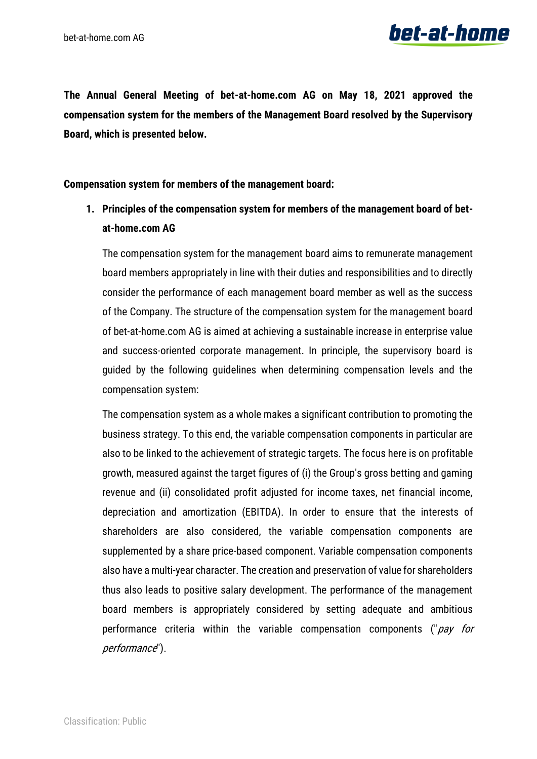**The Annual General Meeting of bet-at-home.com AG on May 18, 2021 approved the compensation system for the members of the Management Board resolved by the Supervisory Board, which is presented below.**

**Compensation system for members of the management board:**

1. **Principles of the compensation system for members of the management board of bet-at-home.com AG**

   The compensation system for the management board aims to remunerate management board members appropriately in line with their duties and responsibilities and to directly consider the performance of each management board member as well as the success of the Company. The structure of the compensation system for the management board of bet-at-home.com AG is aimed at achieving a sustainable increase in enterprise value and success-oriented corporate management. In principle, the supervisory board is guided by the following guidelines when determining compensation levels and the compensation system:

   The compensation system as a whole makes a significant contribution to promoting the business strategy. To this end, the variable compensation components in particular are also to be linked to the achievement of strategic targets. The focus here is on profitable growth, measured against the target figures of (i) the Group's gross betting and gaming revenue and (ii) consolidated profit adjusted for income taxes, net financial income, depreciation and amortization (EBITDA). In order to ensure that the interests of shareholders are also considered, the variable compensation components are supplemented by a share price-based component. Variable compensation components also have a multi-year character. The creation and preservation of value for shareholders thus also leads to positive salary development. The performance of the management board members is appropriately considered by setting adequate and ambitious performance criteria within the variable compensation components ("*pay for performance*").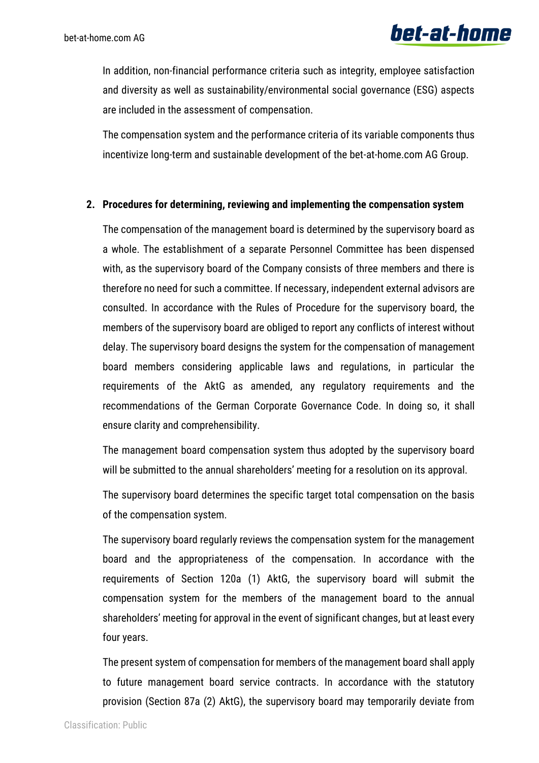In addition, non-financial performance criteria such as integrity, employee satisfaction and diversity as well as sustainability/environmental social governance (ESG) aspects are included in the assessment of compensation.

The compensation system and the performance criteria of its variable components thus incentivize long-term and sustainable development of the bet-at-home.com AG Group.

## 2. Procedures for determining, reviewing and implementing the compensation system

The compensation of the management board is determined by the supervisory board as a whole. The establishment of a separate Personnel Committee has been dispensed with, as the supervisory board of the Company consists of three members and there is therefore no need for such a committee. If necessary, independent external advisors are consulted. In accordance with the Rules of Procedure for the supervisory board, the members of the supervisory board are obliged to report any conflicts of interest without delay. The supervisory board designs the system for the compensation of management board members considering applicable laws and regulations, in particular the requirements of the AktG as amended, any regulatory requirements and the recommendations of the German Corporate Governance Code. In doing so, it shall ensure clarity and comprehensibility.

The management board compensation system thus adopted by the supervisory board will be submitted to the annual shareholders' meeting for a resolution on its approval.

The supervisory board determines the specific target total compensation on the basis of the compensation system.

The supervisory board regularly reviews the compensation system for the management board and the appropriateness of the compensation. In accordance with the requirements of Section 120a (1) AktG, the supervisory board will submit the compensation system for the members of the management board to the annual shareholders' meeting for approval in the event of significant changes, but at least every four years.

The present system of compensation for members of the management board shall apply to future management board service contracts. In accordance with the statutory provision (Section 87a (2) AktG), the supervisory board may temporarily deviate from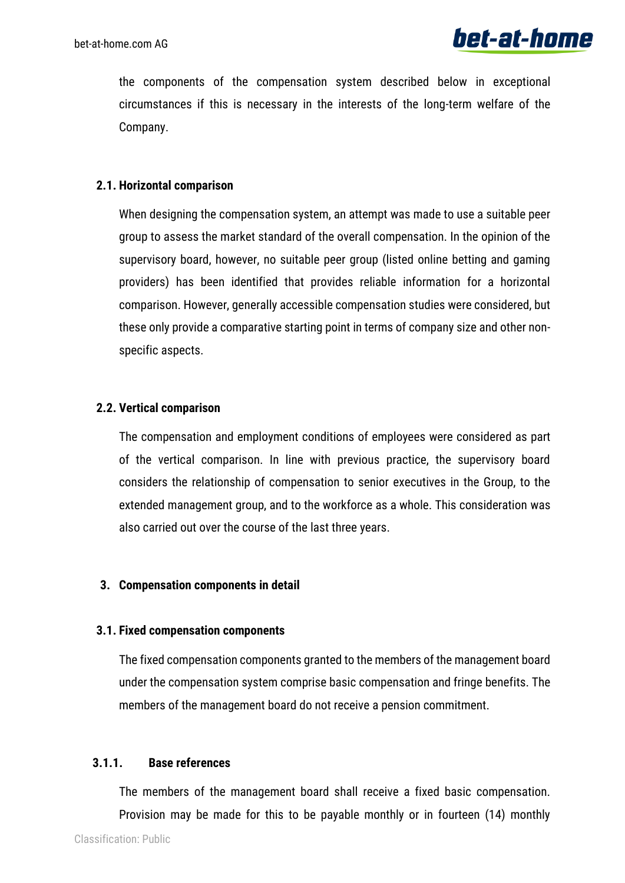the components of the compensation system described below in exceptional circumstances if this is necessary in the interests of the long-term welfare of the Company.

### 2.1. Horizontal comparison

When designing the compensation system, an attempt was made to use a suitable peer group to assess the market standard of the overall compensation. In the opinion of the supervisory board, however, no suitable peer group (listed online betting and gaming providers) has been identified that provides reliable information for a horizontal comparison. However, generally accessible compensation studies were considered, but these only provide a comparative starting point in terms of company size and other non-specific aspects.

### 2.2. Vertical comparison

The compensation and employment conditions of employees were considered as part of the vertical comparison. In line with previous practice, the supervisory board considers the relationship of compensation to senior executives in the Group, to the extended management group, and to the workforce as a whole. This consideration was also carried out over the course of the last three years.

## 3. Compensation components in detail

### 3.1. Fixed compensation components

The fixed compensation components granted to the members of the management board under the compensation system comprise basic compensation and fringe benefits. The members of the management board do not receive a pension commitment.

#### 3.1.1. Base references

The members of the management board shall receive a fixed basic compensation. Provision may be made for this to be payable monthly or in fourteen (14) monthly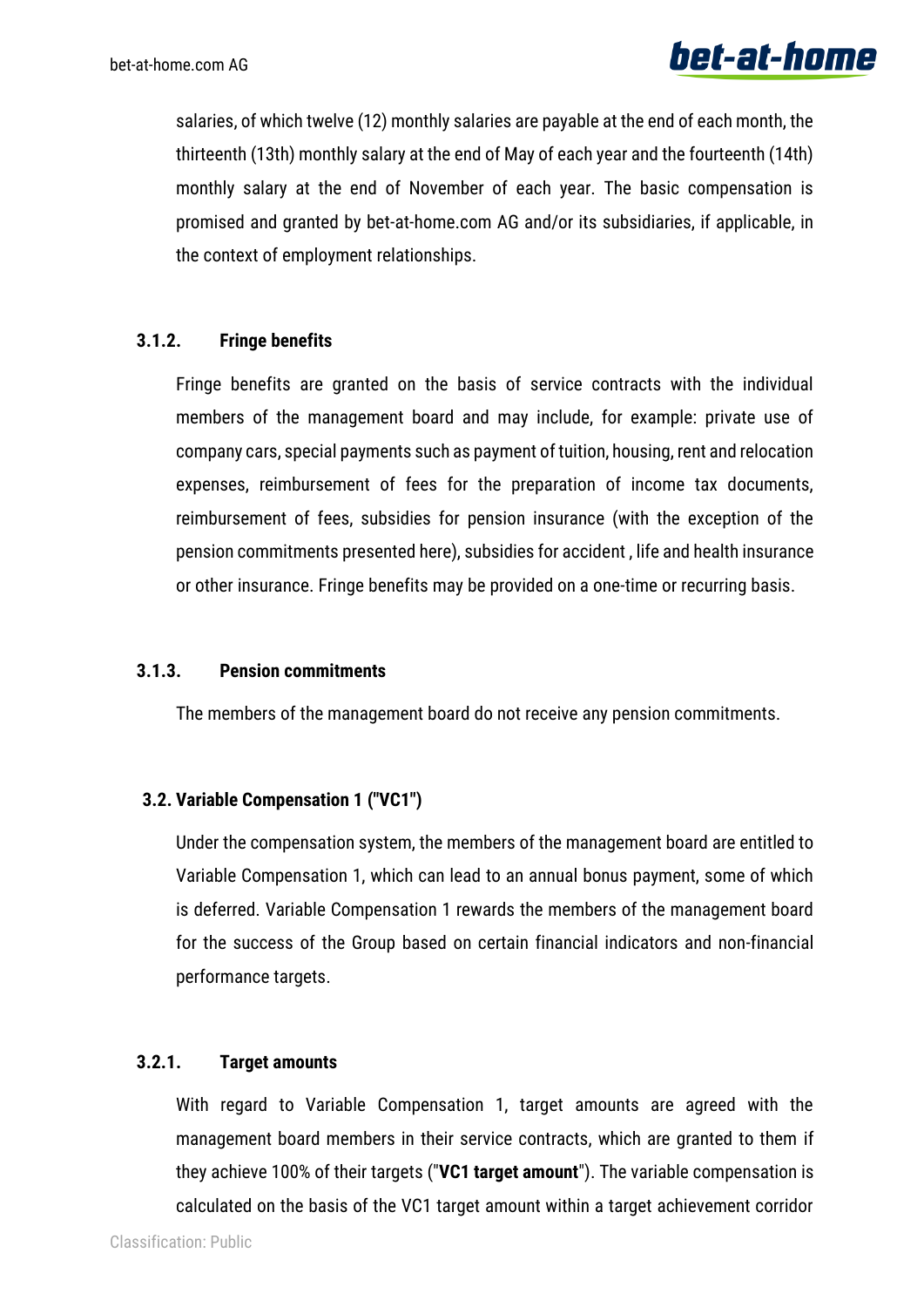salaries, of which twelve (12) monthly salaries are payable at the end of each month, the thirteenth (13th) monthly salary at the end of May of each year and the fourteenth (14th) monthly salary at the end of November of each year. The basic compensation is promised and granted by bet-at-home.com AG and/or its subsidiaries, if applicable, in the context of employment relationships.

#### 3.1.2. Fringe benefits

Fringe benefits are granted on the basis of service contracts with the individual members of the management board and may include, for example: private use of company cars, special payments such as payment of tuition, housing, rent and relocation expenses, reimbursement of fees for the preparation of income tax documents, reimbursement of fees, subsidies for pension insurance (with the exception of the pension commitments presented here), subsidies for accident , life and health insurance or other insurance. Fringe benefits may be provided on a one-time or recurring basis.

#### 3.1.3. Pension commitments

The members of the management board do not receive any pension commitments.

### 3.2. Variable Compensation 1 ("VC1")

Under the compensation system, the members of the management board are entitled to Variable Compensation 1, which can lead to an annual bonus payment, some of which is deferred. Variable Compensation 1 rewards the members of the management board for the success of the Group based on certain financial indicators and non-financial performance targets.

#### 3.2.1. Target amounts

With regard to Variable Compensation 1, target amounts are agreed with the management board members in their service contracts, which are granted to them if they achieve 100% of their targets ("**VC1 target amount**"). The variable compensation is calculated on the basis of the VC1 target amount within a target achievement corridor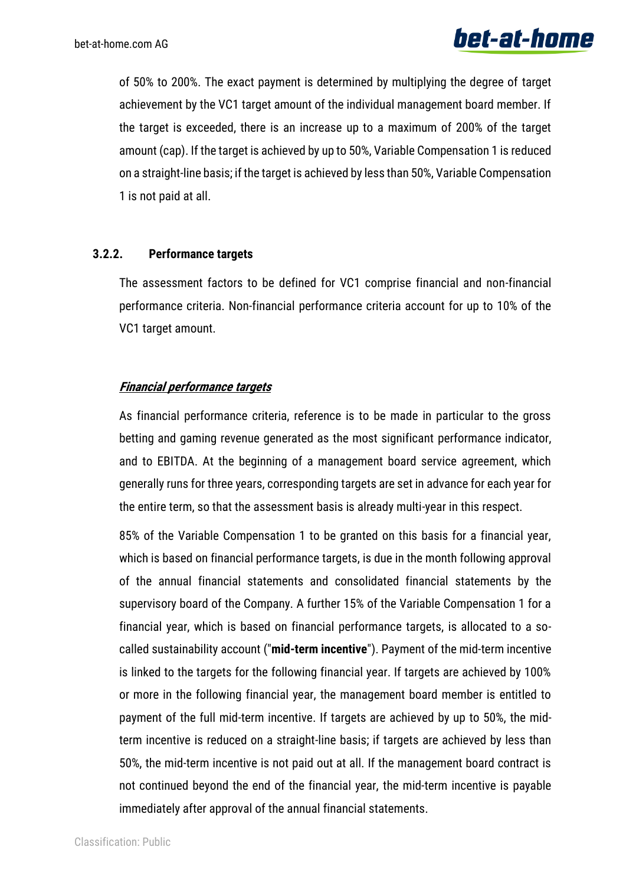of 50% to 200%. The exact payment is determined by multiplying the degree of target achievement by the VC1 target amount of the individual management board member. If the target is exceeded, there is an increase up to a maximum of 200% of the target amount (cap). If the target is achieved by up to 50%, Variable Compensation 1 is reduced on a straight-line basis; if the target is achieved by less than 50%, Variable Compensation 1 is not paid at all.

### 3.2.2. Performance targets

The assessment factors to be defined for VC1 comprise financial and non-financial performance criteria. Non-financial performance criteria account for up to 10% of the VC1 target amount.

***Financial performance targets***

As financial performance criteria, reference is to be made in particular to the gross betting and gaming revenue generated as the most significant performance indicator, and to EBITDA. At the beginning of a management board service agreement, which generally runs for three years, corresponding targets are set in advance for each year for the entire term, so that the assessment basis is already multi-year in this respect.

85% of the Variable Compensation 1 to be granted on this basis for a financial year, which is based on financial performance targets, is due in the month following approval of the annual financial statements and consolidated financial statements by the supervisory board of the Company. A further 15% of the Variable Compensation 1 for a financial year, which is based on financial performance targets, is allocated to a so-called sustainability account ("**mid-term incentive**"). Payment of the mid-term incentive is linked to the targets for the following financial year. If targets are achieved by 100% or more in the following financial year, the management board member is entitled to payment of the full mid-term incentive. If targets are achieved by up to 50%, the mid-term incentive is reduced on a straight-line basis; if targets are achieved by less than 50%, the mid-term incentive is not paid out at all. If the management board contract is not continued beyond the end of the financial year, the mid-term incentive is payable immediately after approval of the annual financial statements.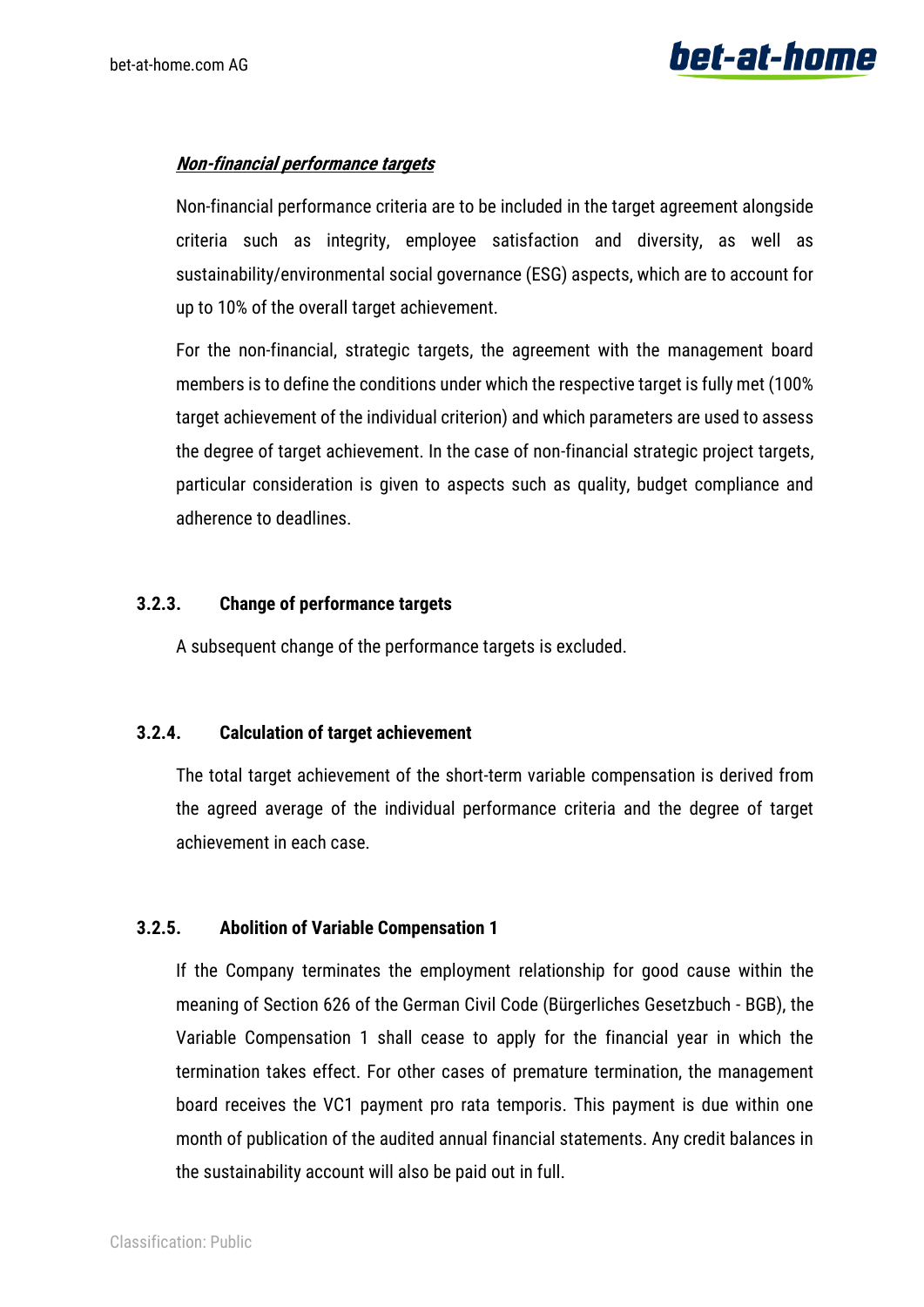***Non-financial performance targets***

Non-financial performance criteria are to be included in the target agreement alongside criteria such as integrity, employee satisfaction and diversity, as well as sustainability/environmental social governance (ESG) aspects, which are to account for up to 10% of the overall target achievement.

For the non-financial, strategic targets, the agreement with the management board members is to define the conditions under which the respective target is fully met (100% target achievement of the individual criterion) and which parameters are used to assess the degree of target achievement. In the case of non-financial strategic project targets, particular consideration is given to aspects such as quality, budget compliance and adherence to deadlines.

### 3.2.3. Change of performance targets

A subsequent change of the performance targets is excluded.

### 3.2.4. Calculation of target achievement

The total target achievement of the short-term variable compensation is derived from the agreed average of the individual performance criteria and the degree of target achievement in each case.

### 3.2.5. Abolition of Variable Compensation 1

If the Company terminates the employment relationship for good cause within the meaning of Section 626 of the German Civil Code (Bürgerliches Gesetzbuch - BGB), the Variable Compensation 1 shall cease to apply for the financial year in which the termination takes effect. For other cases of premature termination, the management board receives the VC1 payment pro rata temporis. This payment is due within one month of publication of the audited annual financial statements. Any credit balances in the sustainability account will also be paid out in full.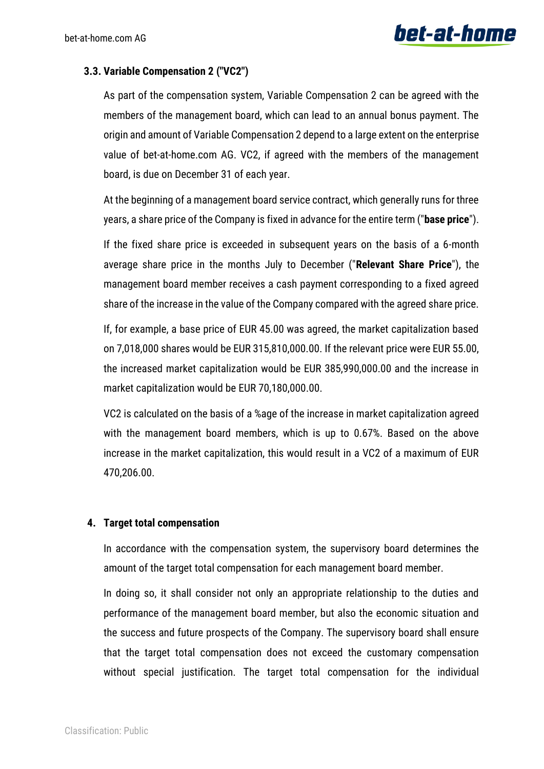### 3.3. Variable Compensation 2 ("VC2")

As part of the compensation system, Variable Compensation 2 can be agreed with the members of the management board, which can lead to an annual bonus payment. The origin and amount of Variable Compensation 2 depend to a large extent on the enterprise value of bet-at-home.com AG. VC2, if agreed with the members of the management board, is due on December 31 of each year.

At the beginning of a management board service contract, which generally runs for three years, a share price of the Company is fixed in advance for the entire term ("**base price**").

If the fixed share price is exceeded in subsequent years on the basis of a 6-month average share price in the months July to December ("**Relevant Share Price**"), the management board member receives a cash payment corresponding to a fixed agreed share of the increase in the value of the Company compared with the agreed share price.

If, for example, a base price of EUR 45.00 was agreed, the market capitalization based on 7,018,000 shares would be EUR 315,810,000.00. If the relevant price were EUR 55.00, the increased market capitalization would be EUR 385,990,000.00 and the increase in market capitalization would be EUR 70,180,000.00.

VC2 is calculated on the basis of a %age of the increase in market capitalization agreed with the management board members, which is up to 0.67%. Based on the above increase in the market capitalization, this would result in a VC2 of a maximum of EUR 470,206.00.

## 4. Target total compensation

In accordance with the compensation system, the supervisory board determines the amount of the target total compensation for each management board member.

In doing so, it shall consider not only an appropriate relationship to the duties and performance of the management board member, but also the economic situation and the success and future prospects of the Company. The supervisory board shall ensure that the target total compensation does not exceed the customary compensation without special justification. The target total compensation for the individual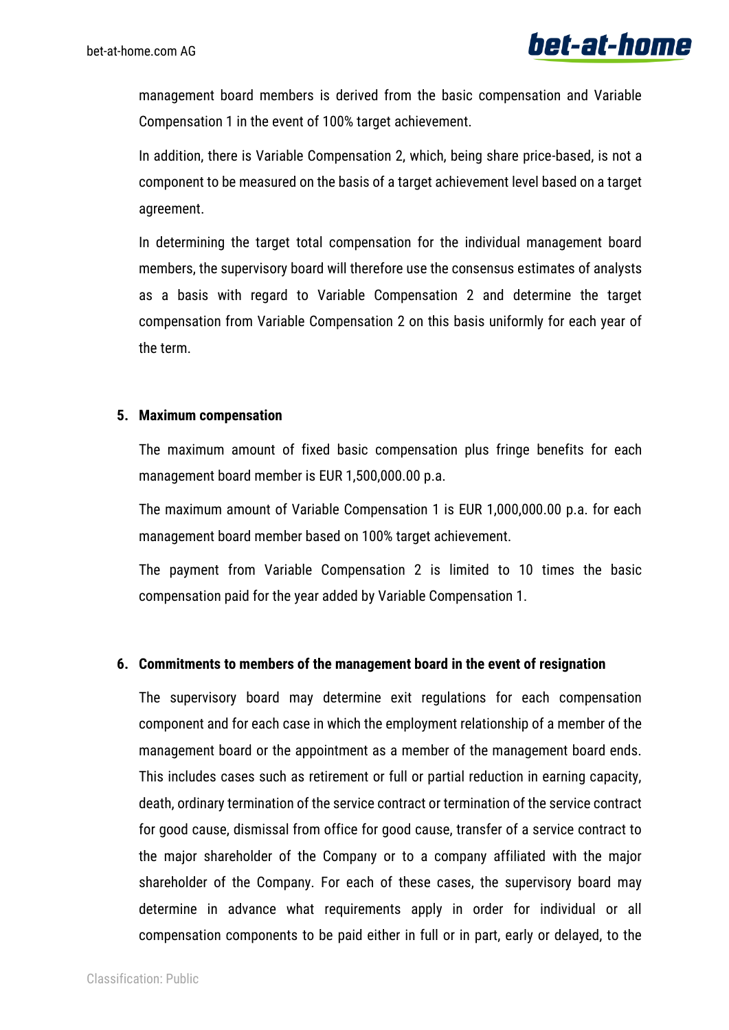management board members is derived from the basic compensation and Variable Compensation 1 in the event of 100% target achievement.

In addition, there is Variable Compensation 2, which, being share price-based, is not a component to be measured on the basis of a target achievement level based on a target agreement.

In determining the target total compensation for the individual management board members, the supervisory board will therefore use the consensus estimates of analysts as a basis with regard to Variable Compensation 2 and determine the target compensation from Variable Compensation 2 on this basis uniformly for each year of the term.

## 5. Maximum compensation

The maximum amount of fixed basic compensation plus fringe benefits for each management board member is EUR 1,500,000.00 p.a.

The maximum amount of Variable Compensation 1 is EUR 1,000,000.00 p.a. for each management board member based on 100% target achievement.

The payment from Variable Compensation 2 is limited to 10 times the basic compensation paid for the year added by Variable Compensation 1.

## 6. Commitments to members of the management board in the event of resignation

The supervisory board may determine exit regulations for each compensation component and for each case in which the employment relationship of a member of the management board or the appointment as a member of the management board ends. This includes cases such as retirement or full or partial reduction in earning capacity, death, ordinary termination of the service contract or termination of the service contract for good cause, dismissal from office for good cause, transfer of a service contract to the major shareholder of the Company or to a company affiliated with the major shareholder of the Company. For each of these cases, the supervisory board may determine in advance what requirements apply in order for individual or all compensation components to be paid either in full or in part, early or delayed, to the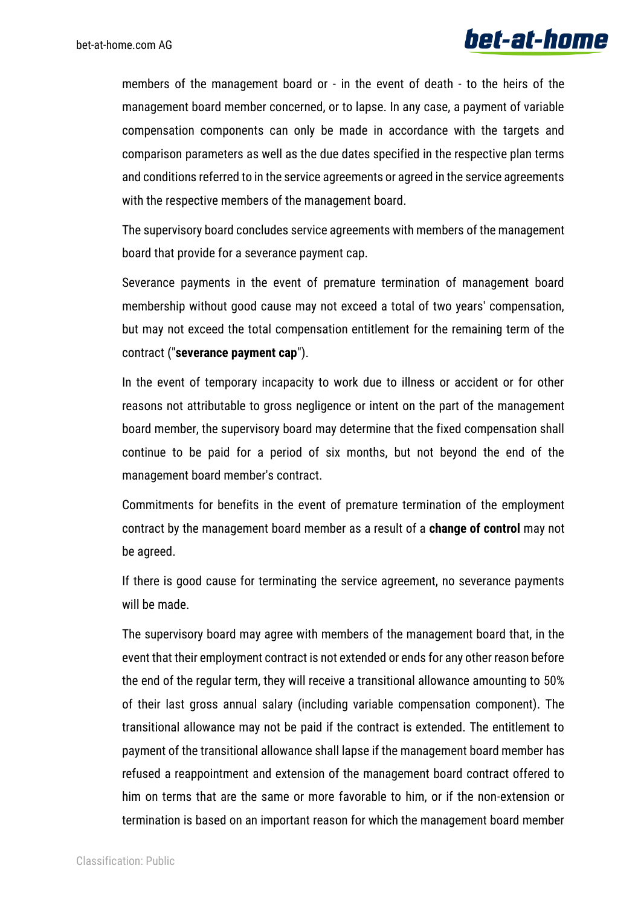members of the management board or - in the event of death - to the heirs of the management board member concerned, or to lapse. In any case, a payment of variable compensation components can only be made in accordance with the targets and comparison parameters as well as the due dates specified in the respective plan terms and conditions referred to in the service agreements or agreed in the service agreements with the respective members of the management board.

The supervisory board concludes service agreements with members of the management board that provide for a severance payment cap.

Severance payments in the event of premature termination of management board membership without good cause may not exceed a total of two years' compensation, but may not exceed the total compensation entitlement for the remaining term of the contract ("**severance payment cap**").

In the event of temporary incapacity to work due to illness or accident or for other reasons not attributable to gross negligence or intent on the part of the management board member, the supervisory board may determine that the fixed compensation shall continue to be paid for a period of six months, but not beyond the end of the management board member's contract.

Commitments for benefits in the event of premature termination of the employment contract by the management board member as a result of a **change of control** may not be agreed.

If there is good cause for terminating the service agreement, no severance payments will be made.

The supervisory board may agree with members of the management board that, in the event that their employment contract is not extended or ends for any other reason before the end of the regular term, they will receive a transitional allowance amounting to 50% of their last gross annual salary (including variable compensation component). The transitional allowance may not be paid if the contract is extended. The entitlement to payment of the transitional allowance shall lapse if the management board member has refused a reappointment and extension of the management board contract offered to him on terms that are the same or more favorable to him, or if the non-extension or termination is based on an important reason for which the management board member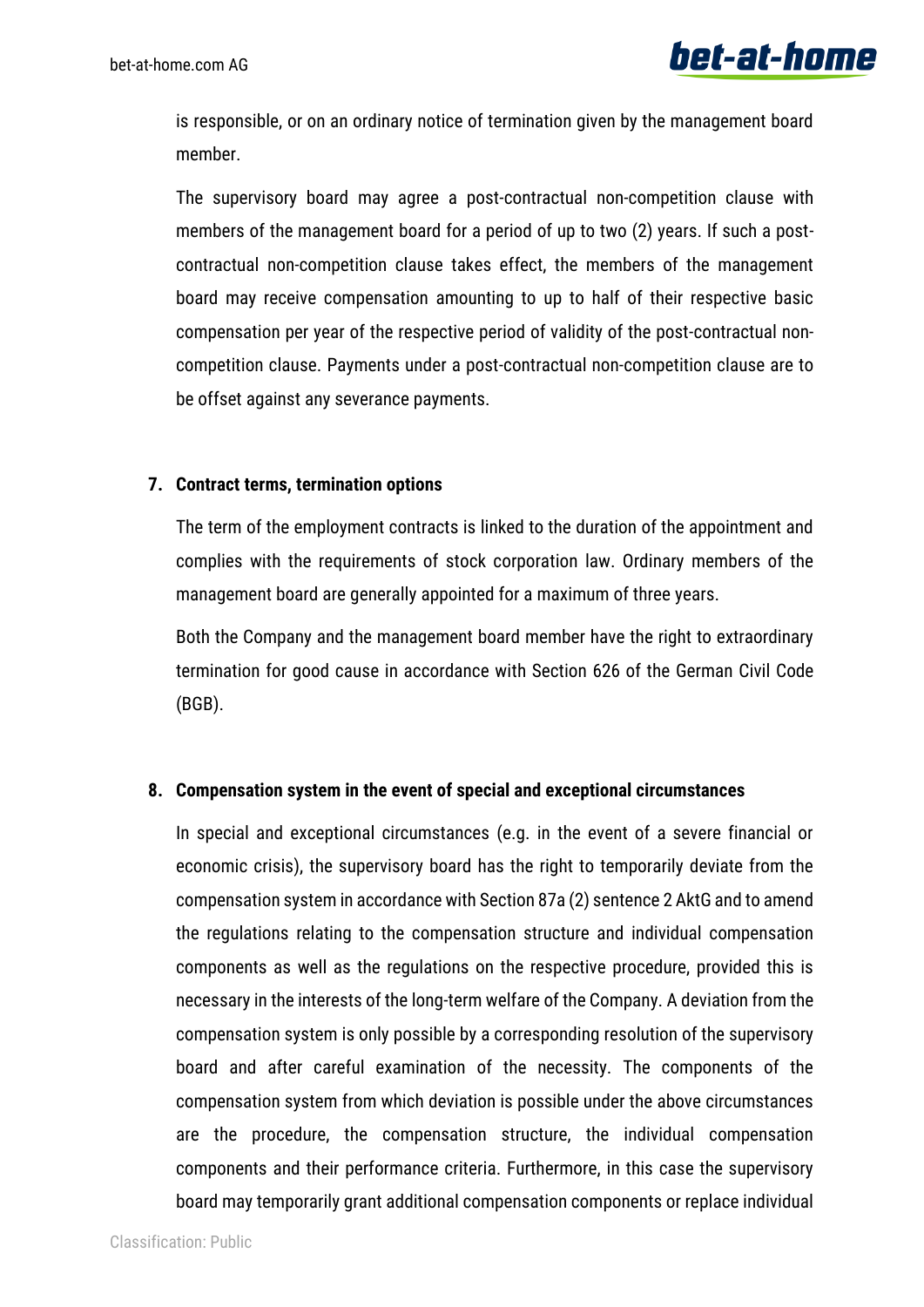is responsible, or on an ordinary notice of termination given by the management board member.

The supervisory board may agree a post-contractual non-competition clause with members of the management board for a period of up to two (2) years. If such a post-contractual non-competition clause takes effect, the members of the management board may receive compensation amounting to up to half of their respective basic compensation per year of the respective period of validity of the post-contractual non-competition clause. Payments under a post-contractual non-competition clause are to be offset against any severance payments.

## 7. Contract terms, termination options

The term of the employment contracts is linked to the duration of the appointment and complies with the requirements of stock corporation law. Ordinary members of the management board are generally appointed for a maximum of three years.

Both the Company and the management board member have the right to extraordinary termination for good cause in accordance with Section 626 of the German Civil Code (BGB).

## 8. Compensation system in the event of special and exceptional circumstances

In special and exceptional circumstances (e.g. in the event of a severe financial or economic crisis), the supervisory board has the right to temporarily deviate from the compensation system in accordance with Section 87a (2) sentence 2 AktG and to amend the regulations relating to the compensation structure and individual compensation components as well as the regulations on the respective procedure, provided this is necessary in the interests of the long-term welfare of the Company. A deviation from the compensation system is only possible by a corresponding resolution of the supervisory board and after careful examination of the necessity. The components of the compensation system from which deviation is possible under the above circumstances are the procedure, the compensation structure, the individual compensation components and their performance criteria. Furthermore, in this case the supervisory board may temporarily grant additional compensation components or replace individual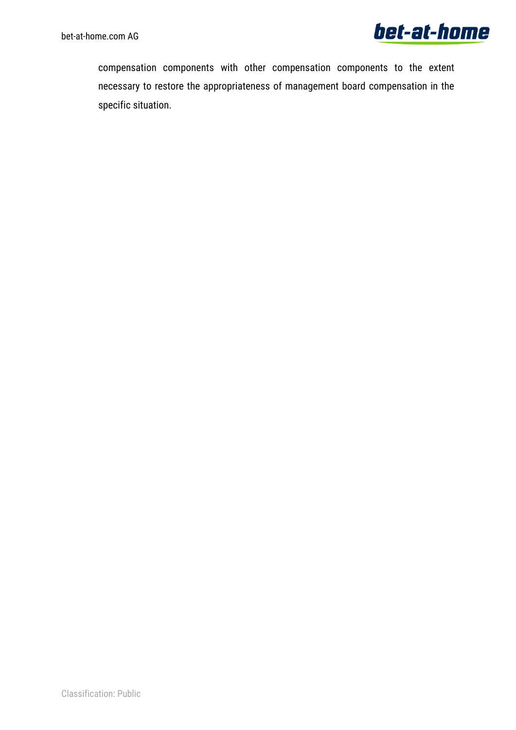compensation components with other compensation components to the extent necessary to restore the appropriateness of management board compensation in the specific situation.